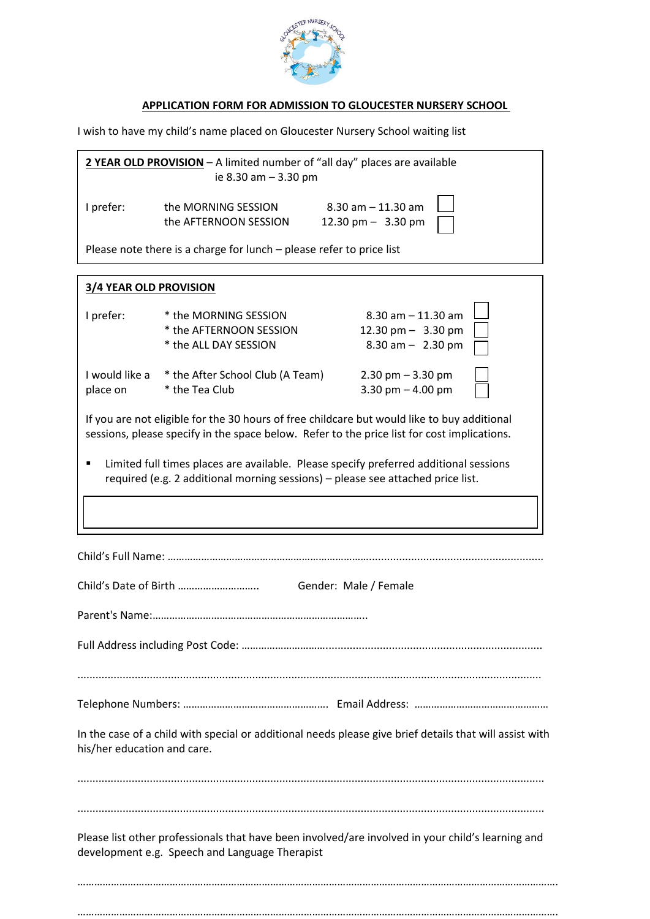## APPLICATION FORM FOR ADMISSION TO GLOUCESTER NURSERY SCHOOL

I wish to have my child's name placed on Gloucester Nursery School waiting list

**2 YEAR OLD PROVISION** – A limited number of "all day" places are available ie 8.30 am – 3.30 pm

| I prefer: | the MORNING SESSION | 8.30 am – 11.30 am | ☐ |
|---|---|---|---|
| | the AFTERNOON SESSION | 12.30 pm – 3.30 pm | ☐ |

Please note there is a charge for lunch – please refer to price list

**3/4 YEAR OLD PROVISION**

| I prefer: | * the MORNING SESSION | 8.30 am – 11.30 am | ☐ |
|---|---|---|---|
| | * the AFTERNOON SESSION | 12.30 pm – 3.30 pm | ☐ |
| | * the ALL DAY SESSION | 8.30 am – 2.30 pm | ☐ |
| I would like a place on | * the After School Club (A Team) | 2.30 pm – 3.30 pm | ☐ |
| | * the Tea Club | 3.30 pm – 4.00 pm | ☐ |

If you are not eligible for the 30 hours of free childcare but would like to buy additional sessions, please specify in the space below. Refer to the price list for cost implications.

- Limited full times places are available. Please specify preferred additional sessions required (e.g. 2 additional morning sessions) – please see attached price list.

Child's Full Name: ..........................................................................................................................

Child's Date of Birth ……………………….. Gender: Male / Female

Parent's Name:…………………………………………………………………..

Full Address including Post Code: …………………………........................................................................

.........................................................................................................................................................

Telephone Numbers: ……………………………………………. Email Address: ………………………………………

In the case of a child with special or additional needs please give brief details that will assist with his/her education and care.

.........................................................................................................................................................

.........................................................................................................................................................

Please list other professionals that have been involved/are involved in your child's learning and development e.g. Speech and Language Therapist

……………………………………………………………………………………………………………………………………………

……………………………………………………………………………………………………………………………………………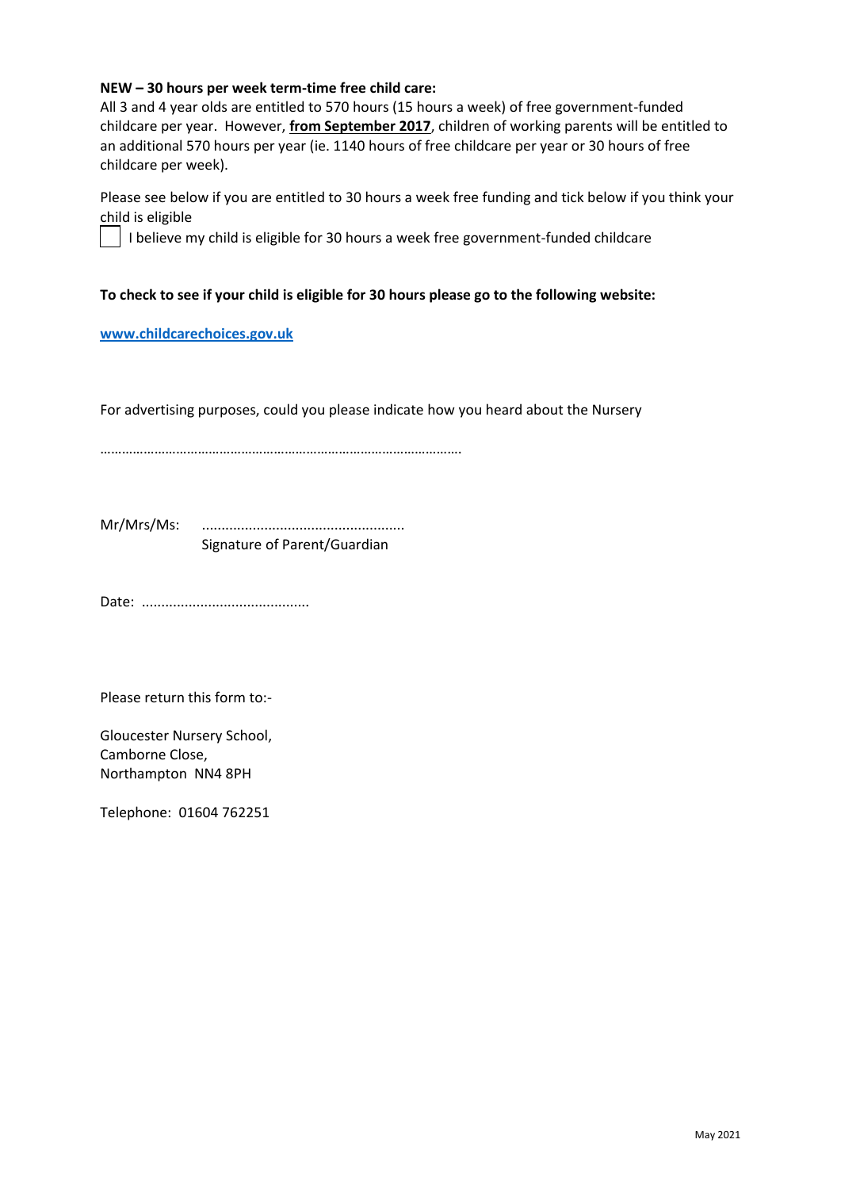**NEW – 30 hours per week term-time free child care:**
All 3 and 4 year olds are entitled to 570 hours (15 hours a week) of free government-funded childcare per year. However, **from September 2017**, children of working parents will be entitled to an additional 570 hours per year (ie. 1140 hours of free childcare per year or 30 hours of free childcare per week).

Please see below if you are entitled to 30 hours a week free funding and tick below if you think your child is eligible

☐ I believe my child is eligible for 30 hours a week free government-funded childcare

**To check to see if your child is eligible for 30 hours please go to the following website:**

**www.childcarechoices.gov.uk**

For advertising purposes, could you please indicate how you heard about the Nursery

………………………………………………………………………………………

Mr/Mrs/Ms: ....................................................
Signature of Parent/Guardian

Date: ...........................................

Please return this form to:-

Gloucester Nursery School,
Camborne Close,
Northampton NN4 8PH

Telephone: 01604 762251

May 2021